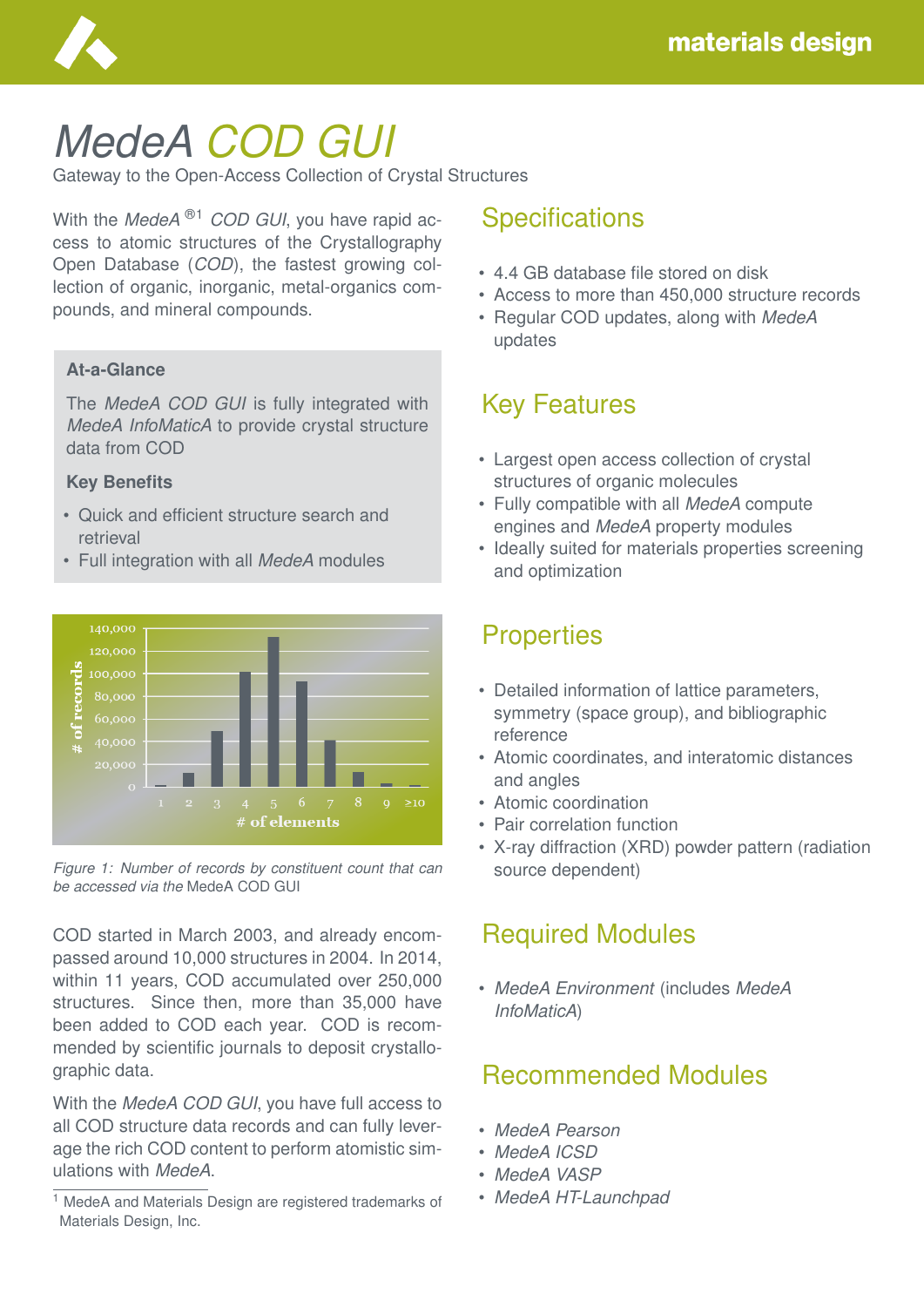# *MedeA COD GUI*

Gateway to the Open-Access Collection of Crystal Structures

With the *MedeA* ®[1] *COD GUI*, you have rapid access to atomic structures of the Crystallography Open Database (*COD*), the fastest growing collection of organic, inorganic, metal-organics compounds, and mineral compounds.

**At-a-Glance**

The *MedeA COD GUI* is fully integrated with *MedeA InfoMaticA* to provide crystal structure data from COD

**Key Benefits**

- Quick and efficient structure search and retrieval
- Full integration with all *MedeA* modules

*Figure 1: Number of records by constituent count that can be accessed via the* MedeA COD GUI

COD started in March 2003, and already encompassed around 10,000 structures in 2004. In 2014, within 11 years, COD accumulated over 250,000 structures. Since then, more than 35,000 have been added to COD each year. COD is recommended by scientific journals to deposit crystallographic data.

With the *MedeA COD GUI*, you have full access to all COD structure data records and can fully leverage the rich COD content to perform atomistic simulations with *MedeA*.

[1] MedeA and Materials Design are registered trademarks of Materials Design, Inc.

## Specifications

- 4.4 GB database file stored on disk
- Access to more than 450,000 structure records
- Regular COD updates, along with *MedeA* updates

## Key Features

- Largest open access collection of crystal structures of organic molecules
- Fully compatible with all *MedeA* compute engines and *MedeA* property modules
- Ideally suited for materials properties screening and optimization

## Properties

- Detailed information of lattice parameters, symmetry (space group), and bibliographic reference
- Atomic coordinates, and interatomic distances and angles
- Atomic coordination
- Pair correlation function
- X-ray diffraction (XRD) powder pattern (radiation source dependent)

## Required Modules

- *MedeA Environment* (includes *MedeA InfoMaticA*)

## Recommended Modules

- *MedeA Pearson*
- *MedeA ICSD*
- *MedeA VASP*
- *MedeA HT-Launchpad*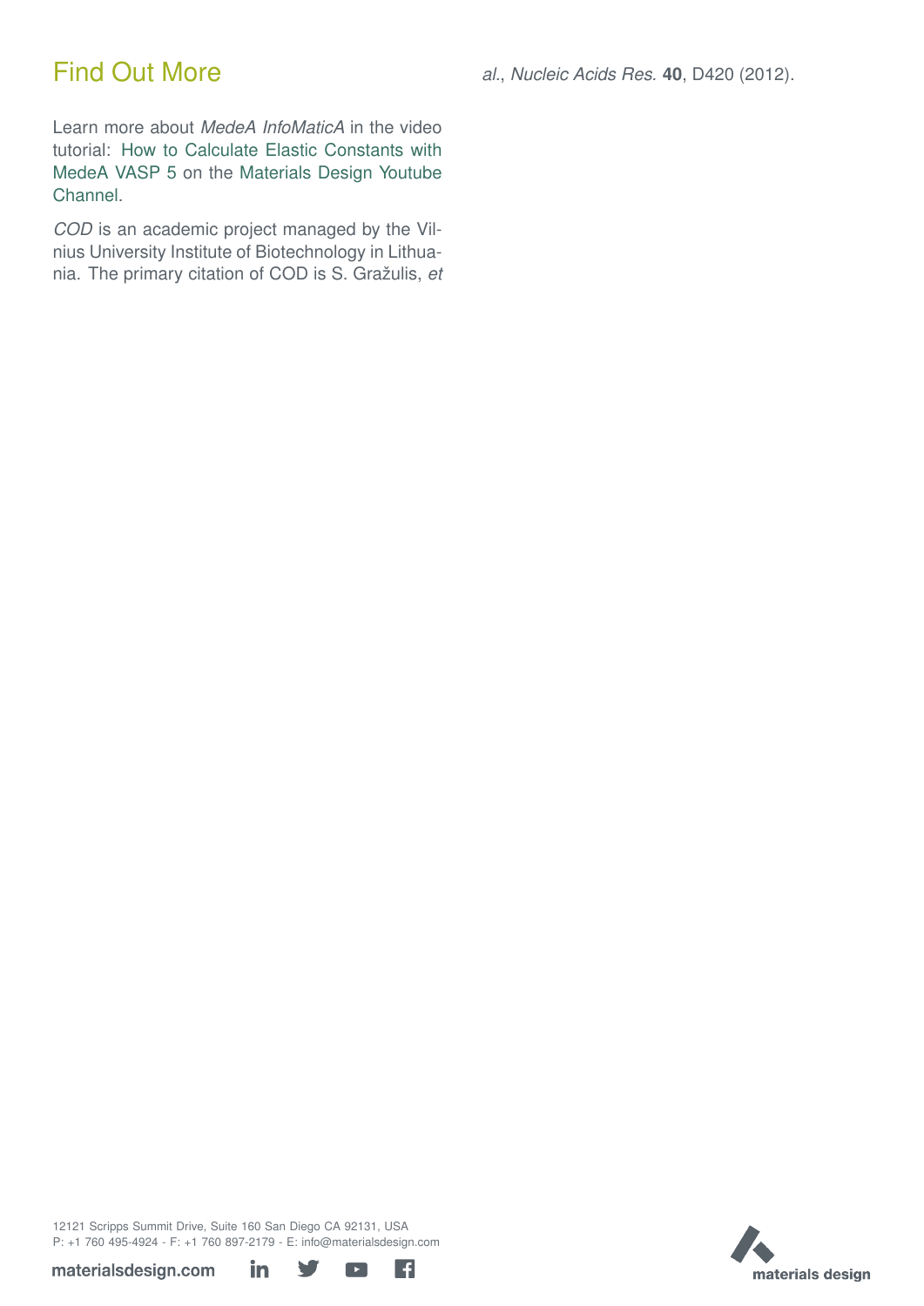## Find Out More

Learn more about *MedeA InfoMaticA* in the video tutorial: How to Calculate Elastic Constants with MedeA VASP 5 on the Materials Design Youtube Channel.

*COD* is an academic project managed by the Vilnius University Institute of Biotechnology in Lithuania. The primary citation of COD is S. Gražulis, *et al.*, *Nucleic Acids Res.* **40**, D420 (2012).

12121 Scripps Summit Drive, Suite 160 San Diego CA 92131, USA
P: +1 760 495-4924 - F: +1 760 897-2179 - E: info@materialsdesign.com

materialsdesign.com